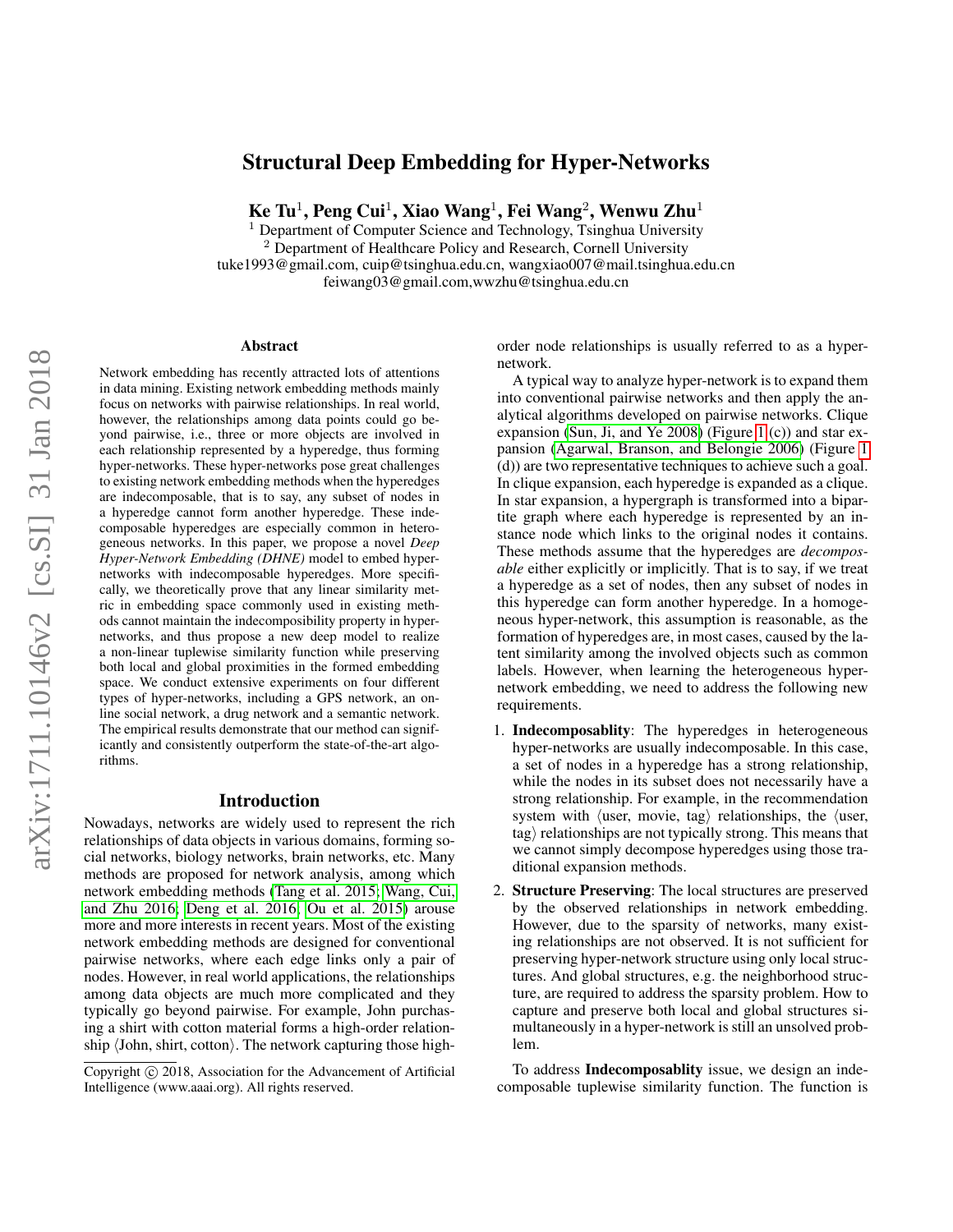# Structural Deep Embedding for Hyper-Networks

**Ke Tu[1], Peng Cui[1], Xiao Wang[1], Fei Wang[2], Wenwu Zhu[1]**

[1] Department of Computer Science and Technology, Tsinghua University
[2] Department of Healthcare Policy and Research, Cornell University
tuke1993@gmail.com, cuip@tsinghua.edu.cn, wangxiao007@mail.tsinghua.edu.cn
feiwang03@gmail.com,wwzhu@tsinghua.edu.cn

## Abstract

Network embedding has recently attracted lots of attentions in data mining. Existing network embedding methods mainly focus on networks with pairwise relationships. In real world, however, the relationships among data points could go beyond pairwise, i.e., three or more objects are involved in each relationship represented by a hyperedge, thus forming hyper-networks. These hyper-networks pose great challenges to existing network embedding methods when the hyperedges are indecomposable, that is to say, any subset of nodes in a hyperedge cannot form another hyperedge. These indecomposable hyperedges are especially common in heterogeneous networks. In this paper, we propose a novel *Deep Hyper-Network Embedding (DHNE)* model to embed hypernetworks with indecomposable hyperedges. More specifically, we theoretically prove that any linear similarity metric in embedding space commonly used in existing methods cannot maintain the indecomposibility property in hypernetworks, and thus propose a new deep model to realize a non-linear tuplewise similarity function while preserving both local and global proximities in the formed embedding space. We conduct extensive experiments on four different types of hyper-networks, including a GPS network, an online social network, a drug network and a semantic network. The empirical results demonstrate that our method can significantly and consistently outperform the state-of-the-art algorithms.

## Introduction

Nowadays, networks are widely used to represent the rich relationships of data objects in various domains, forming social networks, biology networks, brain networks, etc. Many methods are proposed for network analysis, among which network embedding methods (Tang et al. 2015; Wang, Cui, and Zhu 2016; Deng et al. 2016; Ou et al. 2015) arouse more and more interests in recent years. Most of the existing network embedding methods are designed for conventional pairwise networks, where each edge links only a pair of nodes. However, in real world applications, the relationships among data objects are much more complicated and they typically go beyond pairwise. For example, John purchasing a shirt with cotton material forms a high-order relationship ⟨John, shirt, cotton⟩. The network capturing those high-order node relationships is usually referred to as a hyper-network.

A typical way to analyze hyper-network is to expand them into conventional pairwise networks and then apply the analytical algorithms developed on pairwise networks. Clique expansion (Sun, Ji, and Ye 2008) (Figure 1 (c)) and star expansion (Agarwal, Branson, and Belongie 2006) (Figure 1 (d)) are two representative techniques to achieve such a goal. In clique expansion, each hyperedge is expanded as a clique. In star expansion, a hypergraph is transformed into a bipartite graph where each hyperedge is represented by an instance node which links to the original nodes it contains. These methods assume that the hyperedges are *decomposable* either explicitly or implicitly. That is to say, if we treat a hyperedge as a set of nodes, then any subset of nodes in this hyperedge can form another hyperedge. In a homogeneous hyper-network, this assumption is reasonable, as the formation of hyperedges are, in most cases, caused by the latent similarity among the involved objects such as common labels. However, when learning the heterogeneous hyper-network embedding, we need to address the following new requirements.

1. **Indecomposablity**: The hyperedges in heterogeneous hyper-networks are usually indecomposable. In this case, a set of nodes in a hyperedge has a strong relationship, while the nodes in its subset does not necessarily have a strong relationship. For example, in the recommendation system with ⟨user, movie, tag⟩ relationships, the ⟨user, tag⟩ relationships are not typically strong. This means that we cannot simply decompose hyperedges using those traditional expansion methods.
2. **Structure Preserving**: The local structures are preserved by the observed relationships in network embedding. However, due to the sparsity of networks, many existing relationships are not observed. It is not sufficient for preserving hyper-network structure using only local structures. And global structures, e.g. the neighborhood structure, are required to address the sparsity problem. How to capture and preserve both local and global structures simultaneously in a hyper-network is still an unsolved problem.

To address **Indecomposablity** issue, we design an indecomposable tuplewise similarity function. The function is

Copyright © 2018, Association for the Advancement of Artificial Intelligence (www.aaai.org). All rights reserved.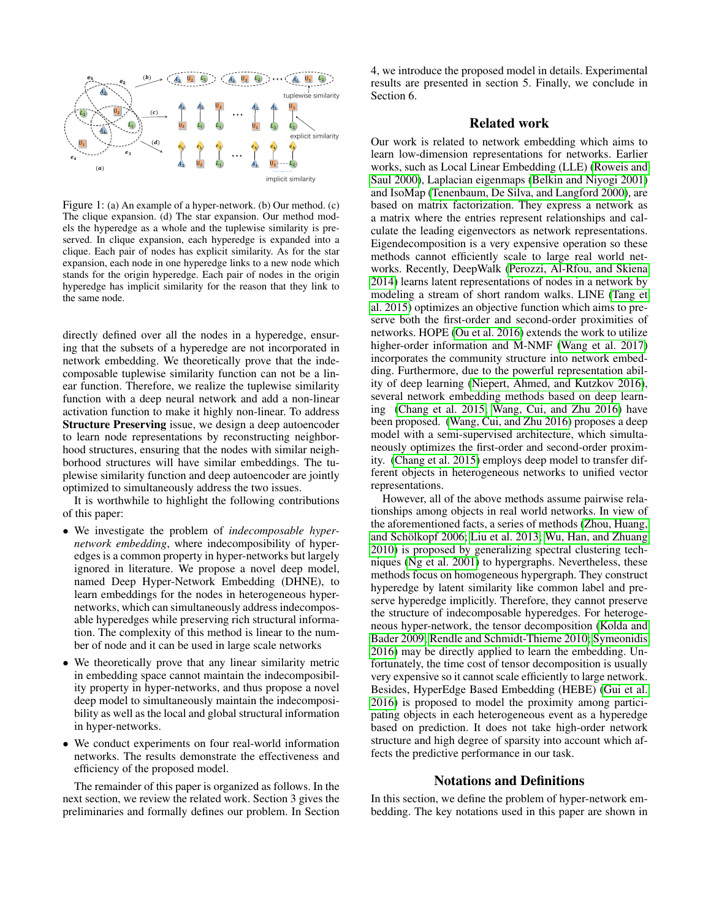Figure 1: (a) An example of a hyper-network. (b) Our method. (c) The clique expansion. (d) The star expansion. Our method models the hyperedge as a whole and the tuplewise similarity is preserved. In clique expansion, each hyperedge is expanded into a clique. Each pair of nodes has explicit similarity. As for the star expansion, each node in one hyperedge links to a new node which stands for the origin hyperedge. Each pair of nodes in the origin hyperedge has implicit similarity for the reason that they link to the same node.

directly defined over all the nodes in a hyperedge, ensuring that the subsets of a hyperedge are not incorporated in network embedding. We theoretically prove that the indecomposable tuplewise similarity function can not be a linear function. Therefore, we realize the tuplewise similarity function with a deep neural network and add a non-linear activation function to make it highly non-linear. To address **Structure Preserving** issue, we design a deep autoencoder to learn node representations by reconstructing neighborhood structures, ensuring that the nodes with similar neighborhood structures will have similar embeddings. The tuplewise similarity function and deep autoencoder are jointly optimized to simultaneously address the two issues.

It is worthwhile to highlight the following contributions of this paper:

- We investigate the problem of *indecomposable hyper-network embedding*, where indecomposibility of hyperedges is a common property in hyper-networks but largely ignored in literature. We propose a novel deep model, named Deep Hyper-Network Embedding (DHNE), to learn embeddings for the nodes in heterogeneous hyper-networks, which can simultaneously address indecomposable hyperedges while preserving rich structural information. The complexity of this method is linear to the number of node and it can be used in large scale networks
- We theoretically prove that any linear similarity metric in embedding space cannot maintain the indecomposibility property in hyper-networks, and thus propose a novel deep model to simultaneously maintain the indecomposibility as well as the local and global structural information in hyper-networks.
- We conduct experiments on four real-world information networks. The results demonstrate the effectiveness and efficiency of the proposed model.

The remainder of this paper is organized as follows. In the next section, we review the related work. Section 3 gives the preliminaries and formally defines our problem. In Section 4, we introduce the proposed model in details. Experimental results are presented in section 5. Finally, we conclude in Section 6.

## Related work

Our work is related to network embedding which aims to learn low-dimension representations for networks. Earlier works, such as Local Linear Embedding (LLE) (Roweis and Saul 2000), Laplacian eigenmaps (Belkin and Niyogi 2001) and IsoMap (Tenenbaum, De Silva, and Langford 2000), are based on matrix factorization. They express a network as a matrix where the entries represent relationships and calculate the leading eigenvectors as network representations. Eigendecomposition is a very expensive operation so these methods cannot efficiently scale to large real world networks. Recently, DeepWalk (Perozzi, Al-Rfou, and Skiena 2014) learns latent representations of nodes in a network by modeling a stream of short random walks. LINE (Tang et al. 2015) optimizes an objective function which aims to preserve both the first-order and second-order proximities of networks. HOPE (Ou et al. 2016) extends the work to utilize higher-order information and M-NMF (Wang et al. 2017) incorporates the community structure into network embedding. Furthermore, due to the powerful representation ability of deep learning (Niepert, Ahmed, and Kutzkov 2016), several network embedding methods based on deep learning (Chang et al. 2015; Wang, Cui, and Zhu 2016) have been proposed. (Wang, Cui, and Zhu 2016) proposes a deep model with a semi-supervised architecture, which simultaneously optimizes the first-order and second-order proximity. (Chang et al. 2015) employs deep model to transfer different objects in heterogeneous networks to unified vector representations.

However, all of the above methods assume pairwise relationships among objects in real world networks. In view of the aforementioned facts, a series of methods (Zhou, Huang, and Schölkopf 2006; Liu et al. 2013; Wu, Han, and Zhuang 2010) is proposed by generalizing spectral clustering techniques (Ng et al. 2001) to hypergraphs. Nevertheless, these methods focus on homogeneous hypergraph. They construct hyperedge by latent similarity like common label and preserve hyperedge implicitly. Therefore, they cannot preserve the structure of indecomposable hyperedges. For heterogeneous hyper-network, the tensor decomposition (Kolda and Bader 2009; Rendle and Schmidt-Thieme 2010; Symeonidis 2016) may be directly applied to learn the embedding. Unfortunately, the time cost of tensor decomposition is usually very expensive so it cannot scale efficiently to large network. Besides, HyperEdge Based Embedding (HEBE) (Gui et al. 2016) is proposed to model the proximity among participating objects in each heterogeneous event as a hyperedge based on prediction. It does not take high-order network structure and high degree of sparsity into account which affects the predictive performance in our task.

## Notations and Definitions

In this section, we define the problem of hyper-network embedding. The key notations used in this paper are shown in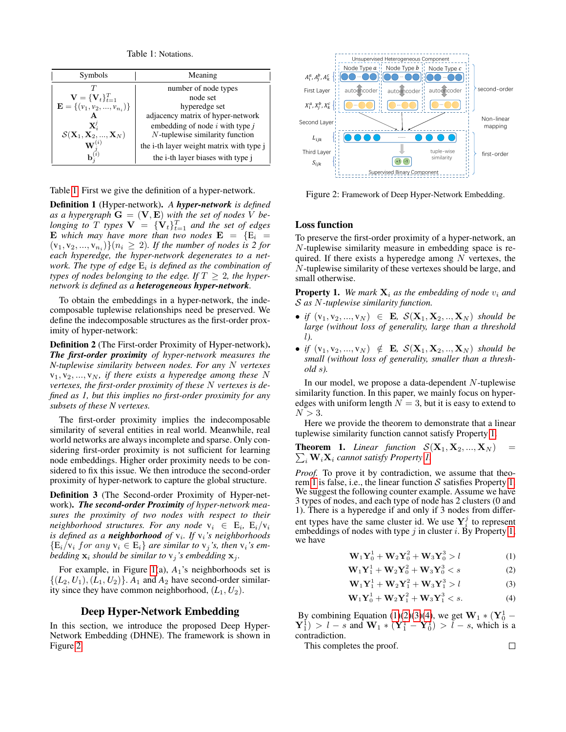Table 1: Notations.

| Symbols | Meaning |
|---|---|
| $T$ | number of node types |
| $\mathbf{V} = \{\mathbf{V}_t\}_{t=1}^T$ | node set |
| $\mathbf{E} = \{(v_1, v_2, ..., v_{n_i})\}$ | hyperedge set |
| $\mathbf{A}$ | adjacency matrix of hyper-network |
| $\mathbf{X}_i^j$ | embedding of node $i$ with type $j$ |
| $\mathcal{S}(\mathbf{X}_1, \mathbf{X}_2, ..., \mathbf{X}_N)$ | $N$-tuplewise similarity function |
| $\mathbf{W}_j^{(i)}$ | the i-th layer weight matrix with type j |
| $\mathbf{b}_j^{(i)}$ | the i-th layer biases with type j |

Table 1. First we give the definition of a hyper-network.

**Definition 1** (Hyper-network)**.** *A **hyper-network** is defined as a hypergraph $\mathbf{G} = (\mathbf{V}, \mathbf{E})$ with the set of nodes $V$ belonging to $T$ types $\mathbf{V} = \{\mathbf{V}_t\}_{t=1}^T$ and the set of edges $\mathbf{E}$ which may have more than two nodes $\mathbf{E} = \{\mathrm{E}_i = (\mathrm{v}_1, \mathrm{v}_2, ..., \mathrm{v}_{n_i})\}(n_i \geq 2)$. If the number of nodes is 2 for each hyperedge, the hyper-network degenerates to a network. The type of edge $\mathrm{E}_i$ is defined as the combination of types of nodes belonging to the edge. If $T \geq 2$, the hyper-network is defined as a **heterogeneous hyper-network**.*

To obtain the embeddings in a hyper-network, the indecomposable tuplewise relationships need be preserved. We define the indecomposable structures as the first-order proximity of hyper-network:

**Definition 2** (The First-order Proximity of Hyper-network)**.** ***The first-order proximity** of hyper-network measures the N-tuplewise similarity between nodes. For any $N$ vertexes $\mathrm{v}_1, \mathrm{v}_2, ..., \mathrm{v}_N$, if there exists a hyperedge among these $N$ vertexes, the first-order proximity of these $N$ vertexes is defined as 1, but this implies no first-order proximity for any subsets of these $N$ vertexes.*

The first-order proximity implies the indecomposable similarity of several entities in real world. Meanwhile, real world networks are always incomplete and sparse. Only considering first-order proximity is not sufficient for learning node embeddings. Higher order proximity needs to be considered to fix this issue. We then introduce the second-order proximity of hyper-network to capture the global structure.

**Definition 3** (The Second-order Proximity of Hyper-network)**.** ***The second-order Proximity** of hyper-network measures the proximity of two nodes with respect to their neighborhood structures. For any node $\mathrm{v}_i \in \mathrm{E}_i$, $\mathrm{E}_i/\mathrm{v}_i$ is defined as a **neighborhood** of $\mathrm{v}_i$. If $\mathrm{v}_i$'s neighborhoods $\{\mathrm{E}_i/\mathrm{v}_i$ for any $\mathrm{v}_i \in \mathrm{E}_i\}$ are similar to $\mathrm{v}_j$'s, then $\mathrm{v}_i$'s embedding $\mathbf{x}_i$ should be similar to $\mathrm{v}_j$'s embedding $\mathbf{x}_j$.*

For example, in Figure 1(a), $A_1$'s neighborhoods set is $\{(L_2, U_1), (L_1, U_2)\}$. $A_1$ and $A_2$ have second-order similarity since they have common neighborhood, $(L_1, U_2)$.

## Deep Hyper-Network Embedding

In this section, we introduce the proposed Deep Hyper-Network Embedding (DHNE). The framework is shown in Figure 2.

Figure 2: Framework of Deep Hyper-Network Embedding.

## Loss function

To preserve the first-order proximity of a hyper-network, an $N$-tuplewise similarity measure in embedding space is required. If there exists a hyperedge among $N$ vertexes, the $N$-tuplewise similarity of these vertexes should be large, and small otherwise.

**Property 1.** *We mark $\mathbf{X}_i$ as the embedding of node $v_i$ and $\mathcal{S}$ as $N$-tuplewise similarity function.*

- *if $(\mathrm{v}_1, \mathrm{v}_2, ..., \mathrm{v}_N) \in \mathbf{E}$, $\mathcal{S}(\mathbf{X}_1, \mathbf{X}_2, .., \mathbf{X}_N)$ should be large (without loss of generality, large than a threshold $l$).*
- *if $(\mathrm{v}_1, \mathrm{v}_2, ..., \mathrm{v}_N) \notin \mathbf{E}$, $\mathcal{S}(\mathbf{X}_1, \mathbf{X}_2, .., \mathbf{X}_N)$ should be small (without loss of generality, smaller than a threshold $s$).*

In our model, we propose a data-dependent $N$-tuplewise similarity function. In this paper, we mainly focus on hyperedges with uniform length $N = 3$, but it is easy to extend to $N > 3$.

Here we provide the theorem to demonstrate that a linear tuplewise similarity function cannot satisfy Property 1.

**Theorem 1.** *Linear function $\mathcal{S}(\mathbf{X}_1, \mathbf{X}_2, ..., \mathbf{X}_N) = \sum_i \mathbf{W}_i \mathbf{X}_i$ cannot satisfy Property 1.*

*Proof.* To prove it by contradiction, we assume that theorem 1 is false, i.e., the linear function $\mathcal{S}$ satisfies Property 1. We suggest the following counter example. Assume we have 3 types of nodes, and each type of node has 2 clusters (0 and 1). There is a hyperedge if and only if 3 nodes from different types have the same cluster id. We use $\mathbf{Y}_i^j$ to represent embeddings of nodes with type $j$ in cluster $i$. By Property 1, we have

$$\mathbf{W}_1\mathbf{Y}_0^1 + \mathbf{W}_2\mathbf{Y}_0^2 + \mathbf{W}_3\mathbf{Y}_0^3 > l \tag{1}$$

$$\mathbf{W}_1\mathbf{Y}_1^1 + \mathbf{W}_2\mathbf{Y}_0^2 + \mathbf{W}_3\mathbf{Y}_0^3 < s \tag{2}$$

$$\mathbf{W}_1\mathbf{Y}_1^1 + \mathbf{W}_2\mathbf{Y}_1^2 + \mathbf{W}_3\mathbf{Y}_1^3 > l \tag{3}$$

$$\mathbf{W}_1\mathbf{Y}_0^1 + \mathbf{W}_2\mathbf{Y}_1^2 + \mathbf{W}_3\mathbf{Y}_1^3 < s. \tag{4}$$

By combining Equation (1)(2)(3)(4), we get $\mathbf{W}_1 * (\mathbf{Y}_0^1 - \mathbf{Y}_1^1) > l - s$ and $\mathbf{W}_1 * (\mathbf{Y}_1^1 - \mathbf{Y}_0^1) > l - s$, which is a contradiction.

This completes the proof. □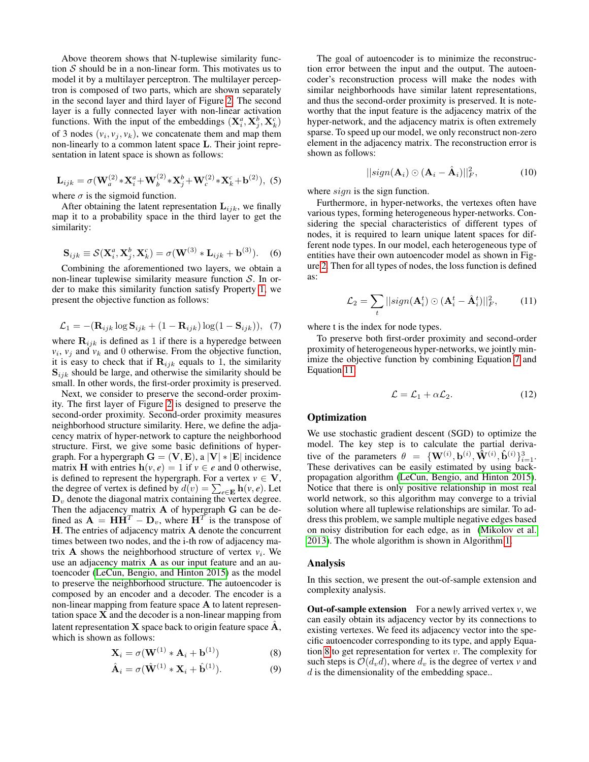Above theorem shows that N-tuplewise similarity function $\mathcal{S}$ should be in a non-linear form. This motivates us to model it by a multilayer perceptron. The multilayer perceptron is composed of two parts, which are shown separately in the second layer and third layer of Figure 2. The second layer is a fully connected layer with non-linear activation functions. With the input of the embeddings $(\mathbf{X}_i^a, \mathbf{X}_j^b, \mathbf{X}_k^c)$ of 3 nodes $(v_i, v_j, v_k)$, we concatenate them and map them non-linearly to a common latent space $\mathbf{L}$. Their joint representation in latent space is shown as follows:

$$\mathbf{L}_{ijk} = \sigma(\mathbf{W}_a^{(2)} * \mathbf{X}_i^a + \mathbf{W}_b^{(2)} * \mathbf{X}_j^b + \mathbf{W}_c^{(2)} * \mathbf{X}_k^c + \mathbf{b}^{(2)}), \quad (5)$$

where $\sigma$ is the sigmoid function.

After obtaining the latent representation $\mathbf{L}_{ijk}$, we finally map it to a probability space in the third layer to get the similarity:

$$\mathbf{S}_{ijk} \equiv \mathcal{S}(\mathbf{X}_i^a, \mathbf{X}_j^b, \mathbf{X}_k^c) = \sigma(\mathbf{W}^{(3)} * \mathbf{L}_{ijk} + \mathbf{b}^{(3)}). \quad (6)$$

Combining the aforementioned two layers, we obtain a non-linear tuplewise similarity measure function $\mathcal{S}$. In order to make this similarity function satisfy Property 1, we present the objective function as follows:

$$\mathcal{L}_1 = -(\mathbf{R}_{ijk} \log \mathbf{S}_{ijk} + (1 - \mathbf{R}_{ijk}) \log(1 - \mathbf{S}_{ijk})), \quad (7)$$

where $\mathbf{R}_{ijk}$ is defined as 1 if there is a hyperedge between $v_i$, $v_j$ and $v_k$ and 0 otherwise. From the objective function, it is easy to check that if $\mathbf{R}_{ijk}$ equals to 1, the similarity $\mathbf{S}_{ijk}$ should be large, and otherwise the similarity should be small. In other words, the first-order proximity is preserved.

Next, we consider to preserve the second-order proximity. The first layer of Figure 2 is designed to preserve the second-order proximity. Second-order proximity measures neighborhood structure similarity. Here, we define the adjacency matrix of hyper-network to capture the neighborhood structure. First, we give some basic definitions of hypergraph. For a hypergraph $\mathbf{G} = (\mathbf{V}, \mathbf{E})$, a $|\mathbf{V}| * |\mathbf{E}|$ incidence matrix $\mathbf{H}$ with entries $\mathbf{h}(v, e) = 1$ if $v \in e$ and 0 otherwise, is defined to represent the hypergraph. For a vertex $v \in \mathbf{V}$, the degree of vertex is defined by $d(v) = \sum_{e \in \mathbf{E}} \mathbf{h}(v, e)$. Let $\mathbf{D}_v$ denote the diagonal matrix containing the vertex degree. Then the adjacency matrix $\mathbf{A}$ of hypergraph $\mathbf{G}$ can be defined as $\mathbf{A} = \mathbf{H}\mathbf{H}^T - \mathbf{D}_v$, where $\mathbf{H}^T$ is the transpose of $\mathbf{H}$. The entries of adjacency matrix $\mathbf{A}$ denote the concurrent times between two nodes, and the i-th row of adjacency matrix $\mathbf{A}$ shows the neighborhood structure of vertex $v_i$. We use an adjacency matrix $\mathbf{A}$ as our input feature and an autoencoder (LeCun, Bengio, and Hinton 2015) as the model to preserve the neighborhood structure. The autoencoder is composed by an encoder and a decoder. The encoder is a non-linear mapping from feature space $\mathbf{A}$ to latent representation space $\mathbf{X}$ and the decoder is a non-linear mapping from latent representation $\mathbf{X}$ space back to origin feature space $\hat{\mathbf{A}}$, which is shown as follows:

$$\mathbf{X}_i = \sigma(\mathbf{W}^{(1)} * \mathbf{A}_i + \mathbf{b}^{(1)}) \quad (8)$$

$$\hat{\mathbf{A}}_i = \sigma(\hat{\mathbf{W}}^{(1)} * \mathbf{X}_i + \hat{\mathbf{b}}^{(1)}). \quad (9)$$

The goal of autoencoder is to minimize the reconstruction error between the input and the output. The autoencoder's reconstruction process will make the nodes with similar neighborhoods have similar latent representations, and thus the second-order proximity is preserved. It is noteworthy that the input feature is the adjacency matrix of the hyper-network, and the adjacency matrix is often extremely sparse. To speed up our model, we only reconstruct non-zero element in the adjacency matrix. The reconstruction error is shown as follows:

$$||sign(\mathbf{A}_i) \odot (\mathbf{A}_i - \hat{\mathbf{A}}_i)||_F^2, \quad (10)$$

where $sign$ is the sign function.

Furthermore, in hyper-networks, the vertexes often have various types, forming heterogeneous hyper-networks. Considering the special characteristics of different types of nodes, it is required to learn unique latent spaces for different node types. In our model, each heterogeneous type of entities have their own autoencoder model as shown in Figure 2. Then for all types of nodes, the loss function is defined as:

$$\mathcal{L}_2 = \sum_t ||sign(\mathbf{A}_i^t) \odot (\mathbf{A}_i^t - \hat{\mathbf{A}}_i^t)||_F^2, \quad (11)$$

where t is the index for node types.

To preserve both first-order proximity and second-order proximity of heterogeneous hyper-networks, we jointly minimize the objective function by combining Equation 7 and Equation 11:

$$\mathcal{L} = \mathcal{L}_1 + \alpha \mathcal{L}_2. \quad (12)$$

## Optimization

We use stochastic gradient descent (SGD) to optimize the model. The key step is to calculate the partial derivative of the parameters $\theta = \{\mathbf{W}^{(i)}, \mathbf{b}^{(i)}, \hat{\mathbf{W}}^{(i)}, \hat{\mathbf{b}}^{(i)}\}_{i=1}^3$. These derivatives can be easily estimated by using back-propagation algorithm (LeCun, Bengio, and Hinton 2015). Notice that there is only positive relationship in most real world network, so this algorithm may converge to a trivial solution where all tuplewise relationships are similar. To address this problem, we sample multiple negative edges based on noisy distribution for each edge, as in (Mikolov et al. 2013). The whole algorithm is shown in Algorithm 1.

## Analysis

In this section, we present the out-of-sample extension and complexity analysis.

**Out-of-sample extension** For a newly arrived vertex $v$, we can easily obtain its adjacency vector by its connections to existing vertexes. We feed its adjacency vector into the specific autoencoder corresponding to its type, and apply Equation 8 to get representation for vertex $v$. The complexity for such steps is $\mathcal{O}(d_v d)$, where $d_v$ is the degree of vertex $v$ and $d$ is the dimensionality of the embedding space..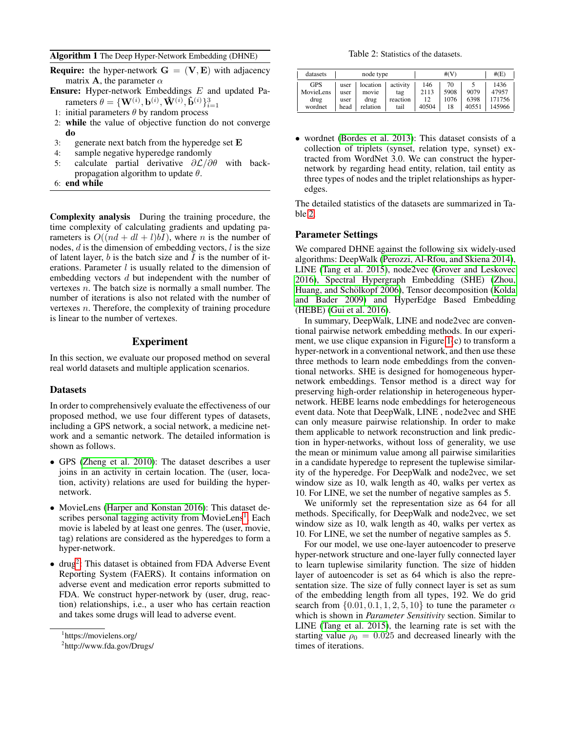**Algorithm 1** The Deep Hyper-Network Embedding (DHNE)

**Require:** the hyper-network $\mathbf{G} = (\mathbf{V}, \mathbf{E})$ with adjacency matrix $\mathbf{A}$, the parameter $\alpha$

**Ensure:** Hyper-network Embeddings $E$ and updated Parameters $\theta = \{\mathbf{W}^{(i)}, \mathbf{b}^{(i)}, \hat{\mathbf{W}}^{(i)}, \hat{\mathbf{b}}^{(i)}\}_{i=1}^{3}$

1: initial parameters $\theta$ by random process
2: **while** the value of objective function do not converge **do**
3: generate next batch from the hyperedge set $\mathbf{E}$
4: sample negative hyperedge randomly
5: calculate partial derivative $\partial \mathcal{L} / \partial \theta$ with back-propagation algorithm to update $\theta$.
6: **end while**

**Complexity analysis** During the training procedure, the time complexity of calculating gradients and updating parameters is $O((nd + dl + l)bI)$, where $n$ is the number of nodes, $d$ is the dimension of embedding vectors, $l$ is the size of latent layer, $b$ is the batch size and $I$ is the number of iterations. Parameter $l$ is usually related to the dimension of embedding vectors $d$ but independent with the number of vertexes $n$. The batch size is normally a small number. The number of iterations is also not related with the number of vertexes $n$. Therefore, the complexity of training procedure is linear to the number of vertexes.

## Experiment

In this section, we evaluate our proposed method on several real world datasets and multiple application scenarios.

### Datasets

In order to comprehensively evaluate the effectiveness of our proposed method, we use four different types of datasets, including a GPS network, a social network, a medicine network and a semantic network. The detailed information is shown as follows.

- GPS (Zheng et al. 2010): The dataset describes a user joins in an activity in certain location. The (user, location, activity) relations are used for building the hyper-network.
- MovieLens (Harper and Konstan 2016): This dataset describes personal tagging activity from MovieLens[1]. Each movie is labeled by at least one genres. The (user, movie, tag) relations are considered as the hyperedges to form a hyper-network.
- drug[2]: This dataset is obtained from FDA Adverse Event Reporting System (FAERS). It contains information on adverse event and medication error reports submitted to FDA. We construct hyper-network by (user, drug, reaction) relationships, i.e., a user who has certain reaction and takes some drugs will lead to adverse event.
- wordnet (Bordes et al. 2013): This dataset consists of a collection of triplets (synset, relation type, synset) extracted from WordNet 3.0. We can construct the hyper-network by regarding head entity, relation, tail entity as three types of nodes and the triplet relationships as hyperedges.

Table 2: Statistics of the datasets.

| datasets | node type | | | #(V) | | | #(E) |
|---|---|---|---|---|---|---|---|
| GPS | user | location | activity | 146 | 70 | 5 | 1436 |
| MovieLens | user | movie | tag | 2113 | 5908 | 9079 | 47957 |
| drug | user | drug | reaction | 12 | 1076 | 6398 | 171756 |
| wordnet | head | relation | tail | 40504 | 18 | 40551 | 145966 |

The detailed statistics of the datasets are summarized in Table 2.

### Parameter Settings

We compared DHNE against the following six widely-used algorithms: DeepWalk (Perozzi, Al-Rfou, and Skiena 2014), LINE (Tang et al. 2015), node2vec (Grover and Leskovec 2016), Spectral Hypergraph Embedding (SHE) (Zhou, Huang, and Schölkopf 2006), Tensor decomposition (Kolda and Bader 2009) and HyperEdge Based Embedding (HEBE) (Gui et al. 2016).

In summary, DeepWalk, LINE and node2vec are conventional pairwise network embedding methods. In our experiment, we use clique expansion in Figure 1(c) to transform a hyper-network in a conventional network, and then use these three methods to learn node embeddings from the conventional networks. SHE is designed for homogeneous hyper-network embeddings. Tensor method is a direct way for preserving high-order relationship in heterogeneous hyper-network. HEBE learns node embeddings for heterogeneous event data. Note that DeepWalk, LINE , node2vec and SHE can only measure pairwise relationship. In order to make them applicable to network reconstruction and link prediction in hyper-networks, without loss of generality, we use the mean or minimum value among all pairwise similarities in a candidate hyperedge to represent the tuplewise similarity of the hyperedge. For DeepWalk and node2vec, we set window size as 10, walk length as 40, walks per vertex as 10. For LINE, we set the number of negative samples as 5.

We uniformly set the representation size as 64 for all methods. Specifically, for DeepWalk and node2vec, we set window size as 10, walk length as 40, walks per vertex as 10. For LINE, we set the number of negative samples as 5.

For our model, we use one-layer autoencoder to preserve hyper-network structure and one-layer fully connected layer to learn tuplewise similarity function. The size of hidden layer of autoencoder is set as 64 which is also the representation size. The size of fully connect layer is set as sum of the embedding length from all types, 192. We do grid search from $\{0.01, 0.1, 1, 2, 5, 10\}$ to tune the parameter $\alpha$ which is shown in *Parameter Sensitivity* section. Similar to LINE (Tang et al. 2015), the learning rate is set with the starting value $\rho_0 = 0.025$ and decreased linearly with the times of iterations.

[1] https://movielens.org/

[2] http://www.fda.gov/Drugs/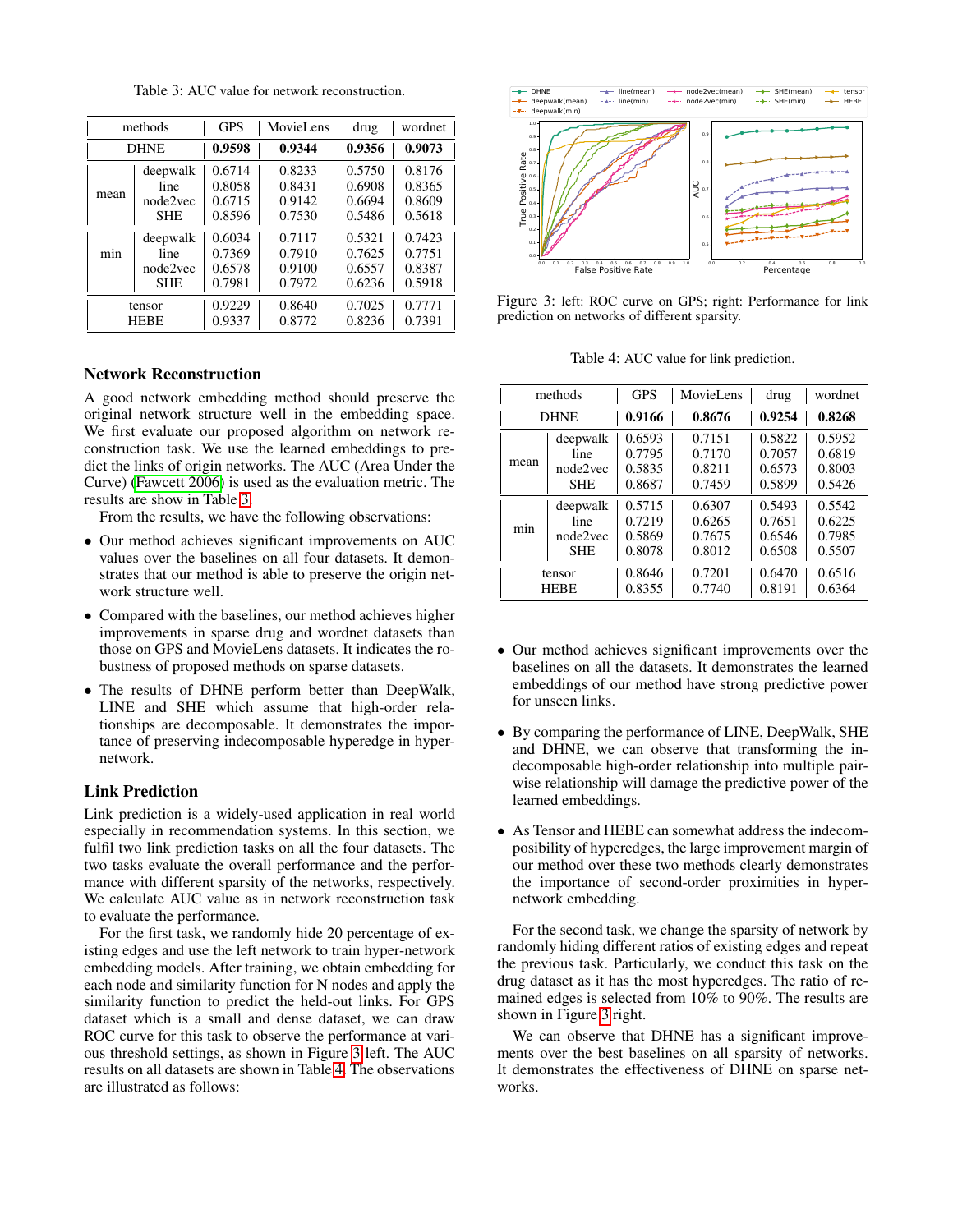Table 3: AUC value for network reconstruction.

| methods | | GPS | MovieLens | drug | wordnet |
|---|---|---|---|---|---|
| DHNE | | **0.9598** | **0.9344** | **0.9356** | **0.9073** |
| mean | deepwalk | 0.6714 | 0.8233 | 0.5750 | 0.8176 |
| | line | 0.8058 | 0.8431 | 0.6908 | 0.8365 |
| | node2vec | 0.6715 | 0.9142 | 0.6694 | 0.8609 |
| | SHE | 0.8596 | 0.7530 | 0.5486 | 0.5618 |
| min | deepwalk | 0.6034 | 0.7117 | 0.5321 | 0.7423 |
| | line | 0.7369 | 0.7910 | 0.7625 | 0.7751 |
| | node2vec | 0.6578 | 0.9100 | 0.6557 | 0.8387 |
| | SHE | 0.7981 | 0.7972 | 0.6236 | 0.5918 |
| tensor | | 0.9229 | 0.8640 | 0.7025 | 0.7771 |
| HEBE | | 0.9337 | 0.8772 | 0.8236 | 0.7391 |

## Network Reconstruction

A good network embedding method should preserve the original network structure well in the embedding space. We first evaluate our proposed algorithm on network reconstruction task. We use the learned embeddings to predict the links of origin networks. The AUC (Area Under the Curve) (Fawcett 2006) is used as the evaluation metric. The results are show in Table 3.

From the results, we have the following observations:

- Our method achieves significant improvements on AUC values over the baselines on all four datasets. It demonstrates that our method is able to preserve the origin network structure well.
- Compared with the baselines, our method achieves higher improvements in sparse drug and wordnet datasets than those on GPS and MovieLens datasets. It indicates the robustness of proposed methods on sparse datasets.
- The results of DHNE perform better than DeepWalk, LINE and SHE which assume that high-order relationships are decomposable. It demonstrates the importance of preserving indecomposable hyperedge in hyper-network.

## Link Prediction

Link prediction is a widely-used application in real world especially in recommendation systems. In this section, we fulfil two link prediction tasks on all the four datasets. The two tasks evaluate the overall performance and the performance with different sparsity of the networks, respectively. We calculate AUC value as in network reconstruction task to evaluate the performance.

For the first task, we randomly hide 20 percentage of existing edges and use the left network to train hyper-network embedding models. After training, we obtain embedding for each node and similarity function for N nodes and apply the similarity function to predict the held-out links. For GPS dataset which is a small and dense dataset, we can draw ROC curve for this task to observe the performance at various threshold settings, as shown in Figure 3 left. The AUC results on all datasets are shown in Table 4. The observations are illustrated as follows:

Figure 3: left: ROC curve on GPS; right: Performance for link prediction on networks of different sparsity.

Table 4: AUC value for link prediction.

| methods | | GPS | MovieLens | drug | wordnet |
|---|---|---|---|---|---|
| DHNE | | **0.9166** | **0.8676** | **0.9254** | **0.8268** |
| mean | deepwalk | 0.6593 | 0.7151 | 0.5822 | 0.5952 |
| | line | 0.7795 | 0.7170 | 0.7057 | 0.6819 |
| | node2vec | 0.5835 | 0.8211 | 0.6573 | 0.8003 |
| | SHE | 0.8687 | 0.7459 | 0.5899 | 0.5426 |
| min | deepwalk | 0.5715 | 0.6307 | 0.5493 | 0.5542 |
| | line | 0.7219 | 0.6265 | 0.7651 | 0.6225 |
| | node2vec | 0.5869 | 0.7675 | 0.6546 | 0.7985 |
| | SHE | 0.8078 | 0.8012 | 0.6508 | 0.5507 |
| tensor | | 0.8646 | 0.7201 | 0.6470 | 0.6516 |
| HEBE | | 0.8355 | 0.7740 | 0.8191 | 0.6364 |

- Our method achieves significant improvements over the baselines on all the datasets. It demonstrates the learned embeddings of our method have strong predictive power for unseen links.
- By comparing the performance of LINE, DeepWalk, SHE and DHNE, we can observe that transforming the indecomposable high-order relationship into multiple pairwise relationship will damage the predictive power of the learned embeddings.
- As Tensor and HEBE can somewhat address the indecomposibility of hyperedges, the large improvement margin of our method over these two methods clearly demonstrates the importance of second-order proximities in hypernetwork embedding.

For the second task, we change the sparsity of network by randomly hiding different ratios of existing edges and repeat the previous task. Particularly, we conduct this task on the drug dataset as it has the most hyperedges. The ratio of remained edges is selected from 10% to 90%. The results are shown in Figure 3 right.

We can observe that DHNE has a significant improvements over the best baselines on all sparsity of networks. It demonstrates the effectiveness of DHNE on sparse networks.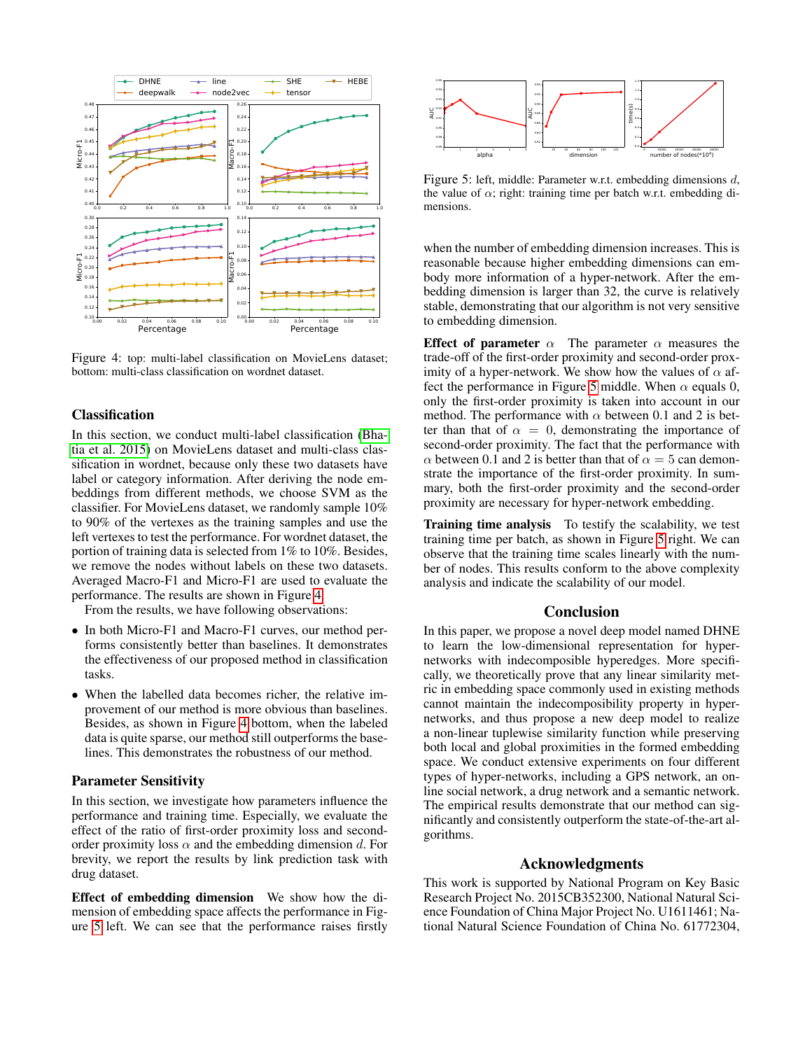Figure 4: top: multi-label classification on MovieLens dataset; bottom: multi-class classification on wordnet dataset.

## Classification

In this section, we conduct multi-label classification (Bhatia et al. 2015) on MovieLens dataset and multi-class classification in wordnet, because only these two datasets have label or category information. After deriving the node embeddings from different methods, we choose SVM as the classifier. For MovieLens dataset, we randomly sample 10% to 90% of the vertexes as the training samples and use the left vertexes to test the performance. For wordnet dataset, the portion of training data is selected from 1% to 10%. Besides, we remove the nodes without labels on these two datasets. Averaged Macro-F1 and Micro-F1 are used to evaluate the performance. The results are shown in Figure 4.

From the results, we have following observations:

- In both Micro-F1 and Macro-F1 curves, our method performs consistently better than baselines. It demonstrates the effectiveness of our proposed method in classification tasks.
- When the labelled data becomes richer, the relative improvement of our method is more obvious than baselines. Besides, as shown in Figure 4 bottom, when the labeled data is quite sparse, our method still outperforms the baselines. This demonstrates the robustness of our method.

## Parameter Sensitivity

In this section, we investigate how parameters influence the performance and training time. Especially, we evaluate the effect of the ratio of first-order proximity loss and second-order proximity loss $\alpha$ and the embedding dimension $d$. For brevity, we report the results by link prediction task with drug dataset.

**Effect of embedding dimension** We show how the dimension of embedding space affects the performance in Figure 5 left. We can see that the performance raises firstly when the number of embedding dimension increases. This is reasonable because higher embedding dimensions can embody more information of a hyper-network. After the embedding dimension is larger than 32, the curve is relatively stable, demonstrating that our algorithm is not very sensitive to embedding dimension.

Figure 5: left, middle: Parameter w.r.t. embedding dimensions $d$, the value of $\alpha$; right: training time per batch w.r.t. embedding dimensions.

**Effect of parameter $\alpha$** The parameter $\alpha$ measures the trade-off of the first-order proximity and second-order proximity of a hyper-network. We show how the values of $\alpha$ affect the performance in Figure 5 middle. When $\alpha$ equals 0, only the first-order proximity is taken into account in our method. The performance with $\alpha$ between 0.1 and 2 is better than that of $\alpha = 0$, demonstrating the importance of second-order proximity. The fact that the performance with $\alpha$ between 0.1 and 2 is better than that of $\alpha = 5$ can demonstrate the importance of the first-order proximity. In summary, both the first-order proximity and the second-order proximity are necessary for hyper-network embedding.

**Training time analysis** To testify the scalability, we test training time per batch, as shown in Figure 5 right. We can observe that the training time scales linearly with the number of nodes. This results conform to the above complexity analysis and indicate the scalability of our model.

## Conclusion

In this paper, we propose a novel deep model named DHNE to learn the low-dimensional representation for hyper-networks with indecomposible hyperedges. More specifically, we theoretically prove that any linear similarity metric in embedding space commonly used in existing methods cannot maintain the indecomposibility property in hyper-networks, and thus propose a new deep model to realize a non-linear tuplewise similarity function while preserving both local and global proximities in the formed embedding space. We conduct extensive experiments on four different types of hyper-networks, including a GPS network, an online social network, a drug network and a semantic network. The empirical results demonstrate that our method can significantly and consistently outperform the state-of-the-art algorithms.

## Acknowledgments

This work is supported by National Program on Key Basic Research Project No. 2015CB352300, National Natural Science Foundation of China Major Project No. U1611461; National Natural Science Foundation of China No. 61772304,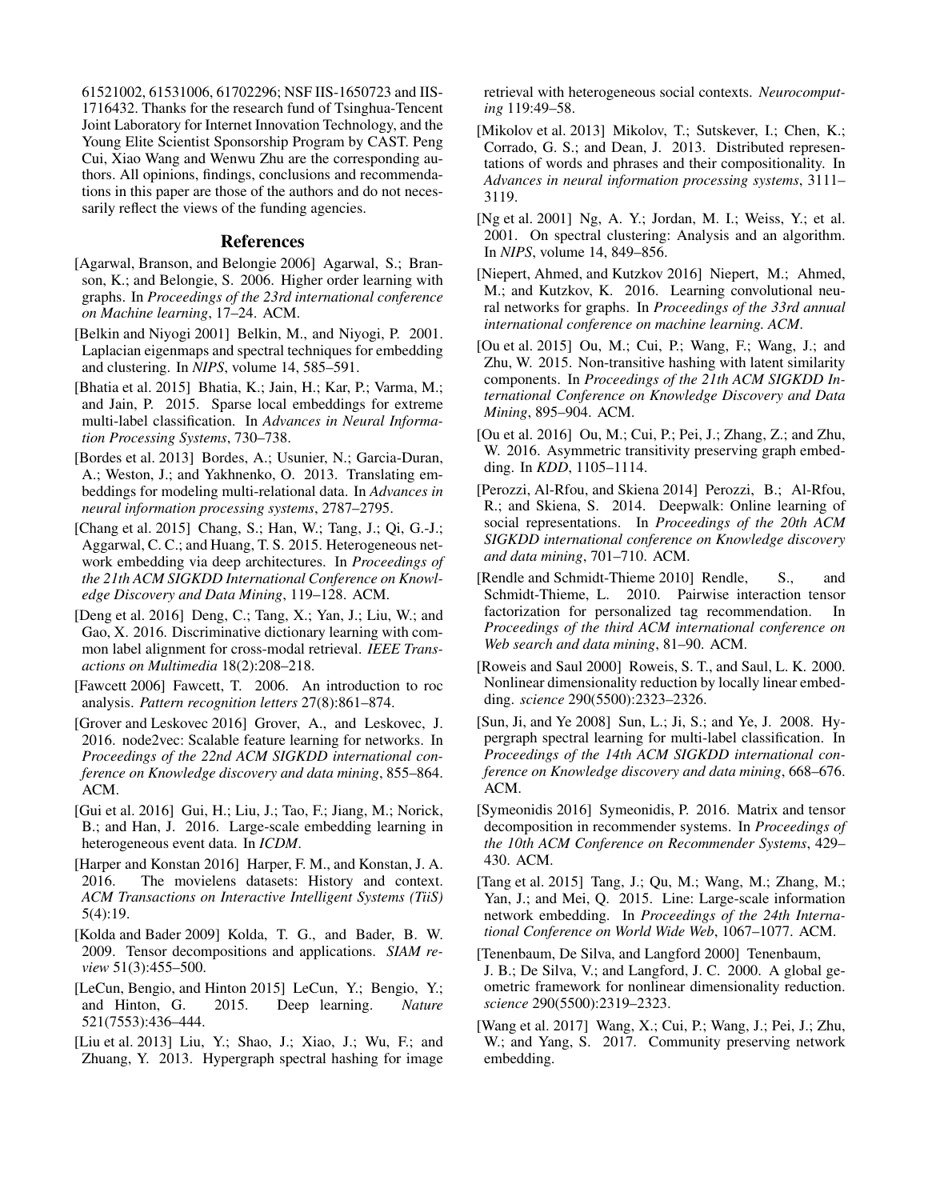61521002, 61531006, 61702296; NSF IIS-1650723 and IIS-1716432. Thanks for the research fund of Tsinghua-Tencent Joint Laboratory for Internet Innovation Technology, and the Young Elite Scientist Sponsorship Program by CAST. Peng Cui, Xiao Wang and Wenwu Zhu are the corresponding authors. All opinions, findings, conclusions and recommendations in this paper are those of the authors and do not necessarily reflect the views of the funding agencies.

## References

[Agarwal, Branson, and Belongie 2006] Agarwal, S.; Branson, K.; and Belongie, S. 2006. Higher order learning with graphs. In *Proceedings of the 23rd international conference on Machine learning*, 17–24. ACM.

[Belkin and Niyogi 2001] Belkin, M., and Niyogi, P. 2001. Laplacian eigenmaps and spectral techniques for embedding and clustering. In *NIPS*, volume 14, 585–591.

[Bhatia et al. 2015] Bhatia, K.; Jain, H.; Kar, P.; Varma, M.; and Jain, P. 2015. Sparse local embeddings for extreme multi-label classification. In *Advances in Neural Information Processing Systems*, 730–738.

[Bordes et al. 2013] Bordes, A.; Usunier, N.; Garcia-Duran, A.; Weston, J.; and Yakhnenko, O. 2013. Translating embeddings for modeling multi-relational data. In *Advances in neural information processing systems*, 2787–2795.

[Chang et al. 2015] Chang, S.; Han, W.; Tang, J.; Qi, G.-J.; Aggarwal, C. C.; and Huang, T. S. 2015. Heterogeneous network embedding via deep architectures. In *Proceedings of the 21th ACM SIGKDD International Conference on Knowledge Discovery and Data Mining*, 119–128. ACM.

[Deng et al. 2016] Deng, C.; Tang, X.; Yan, J.; Liu, W.; and Gao, X. 2016. Discriminative dictionary learning with common label alignment for cross-modal retrieval. *IEEE Transactions on Multimedia* 18(2):208–218.

[Fawcett 2006] Fawcett, T. 2006. An introduction to roc analysis. *Pattern recognition letters* 27(8):861–874.

[Grover and Leskovec 2016] Grover, A., and Leskovec, J. 2016. node2vec: Scalable feature learning for networks. In *Proceedings of the 22nd ACM SIGKDD international conference on Knowledge discovery and data mining*, 855–864. ACM.

[Gui et al. 2016] Gui, H.; Liu, J.; Tao, F.; Jiang, M.; Norick, B.; and Han, J. 2016. Large-scale embedding learning in heterogeneous event data. In *ICDM*.

[Harper and Konstan 2016] Harper, F. M., and Konstan, J. A. 2016. The movielens datasets: History and context. *ACM Transactions on Interactive Intelligent Systems (TiiS)* 5(4):19.

[Kolda and Bader 2009] Kolda, T. G., and Bader, B. W. 2009. Tensor decompositions and applications. *SIAM review* 51(3):455–500.

[LeCun, Bengio, and Hinton 2015] LeCun, Y.; Bengio, Y.; and Hinton, G. 2015. Deep learning. *Nature* 521(7553):436–444.

[Liu et al. 2013] Liu, Y.; Shao, J.; Xiao, J.; Wu, F.; and Zhuang, Y. 2013. Hypergraph spectral hashing for image retrieval with heterogeneous social contexts. *Neurocomputing* 119:49–58.

[Mikolov et al. 2013] Mikolov, T.; Sutskever, I.; Chen, K.; Corrado, G. S.; and Dean, J. 2013. Distributed representations of words and phrases and their compositionality. In *Advances in neural information processing systems*, 3111–3119.

[Ng et al. 2001] Ng, A. Y.; Jordan, M. I.; Weiss, Y.; et al. 2001. On spectral clustering: Analysis and an algorithm. In *NIPS*, volume 14, 849–856.

[Niepert, Ahmed, and Kutzkov 2016] Niepert, M.; Ahmed, M.; and Kutzkov, K. 2016. Learning convolutional neural networks for graphs. In *Proceedings of the 33rd annual international conference on machine learning. ACM*.

[Ou et al. 2015] Ou, M.; Cui, P.; Wang, F.; Wang, J.; and Zhu, W. 2015. Non-transitive hashing with latent similarity components. In *Proceedings of the 21th ACM SIGKDD International Conference on Knowledge Discovery and Data Mining*, 895–904. ACM.

[Ou et al. 2016] Ou, M.; Cui, P.; Pei, J.; Zhang, Z.; and Zhu, W. 2016. Asymmetric transitivity preserving graph embedding. In *KDD*, 1105–1114.

[Perozzi, Al-Rfou, and Skiena 2014] Perozzi, B.; Al-Rfou, R.; and Skiena, S. 2014. Deepwalk: Online learning of social representations. In *Proceedings of the 20th ACM SIGKDD international conference on Knowledge discovery and data mining*, 701–710. ACM.

[Rendle and Schmidt-Thieme 2010] Rendle, S., and Schmidt-Thieme, L. 2010. Pairwise interaction tensor factorization for personalized tag recommendation. In *Proceedings of the third ACM international conference on Web search and data mining*, 81–90. ACM.

[Roweis and Saul 2000] Roweis, S. T., and Saul, L. K. 2000. Nonlinear dimensionality reduction by locally linear embedding. *science* 290(5500):2323–2326.

[Sun, Ji, and Ye 2008] Sun, L.; Ji, S.; and Ye, J. 2008. Hypergraph spectral learning for multi-label classification. In *Proceedings of the 14th ACM SIGKDD international conference on Knowledge discovery and data mining*, 668–676. ACM.

[Symeonidis 2016] Symeonidis, P. 2016. Matrix and tensor decomposition in recommender systems. In *Proceedings of the 10th ACM Conference on Recommender Systems*, 429–430. ACM.

[Tang et al. 2015] Tang, J.; Qu, M.; Wang, M.; Zhang, M.; Yan, J.; and Mei, Q. 2015. Line: Large-scale information network embedding. In *Proceedings of the 24th International Conference on World Wide Web*, 1067–1077. ACM.

[Tenenbaum, De Silva, and Langford 2000] Tenenbaum, J. B.; De Silva, V.; and Langford, J. C. 2000. A global geometric framework for nonlinear dimensionality reduction. *science* 290(5500):2319–2323.

[Wang et al. 2017] Wang, X.; Cui, P.; Wang, J.; Pei, J.; Zhu, W.; and Yang, S. 2017. Community preserving network embedding.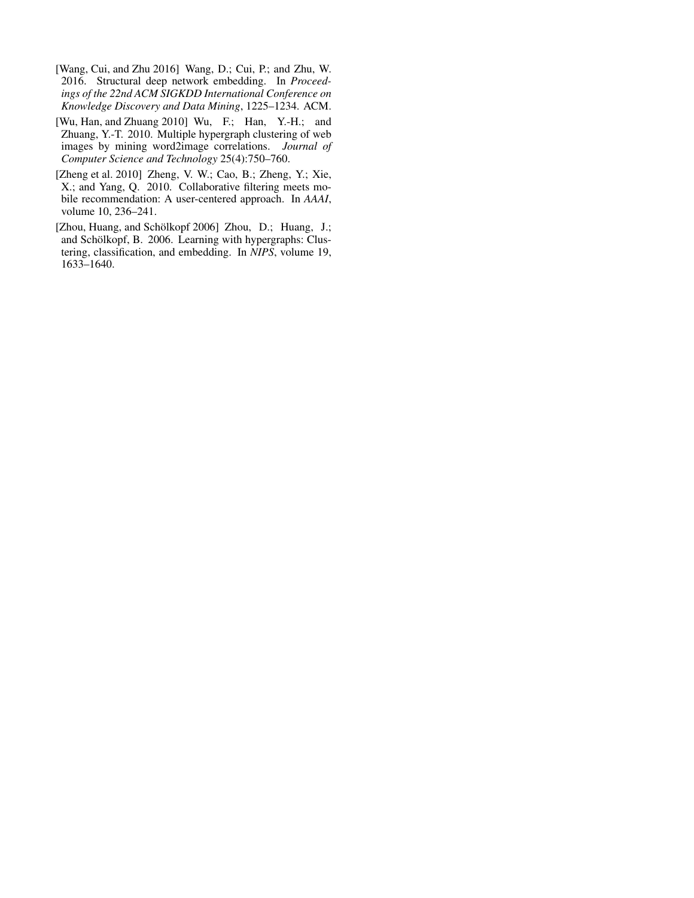[Wang, Cui, and Zhu 2016] Wang, D.; Cui, P.; and Zhu, W. 2016. Structural deep network embedding. In *Proceedings of the 22nd ACM SIGKDD International Conference on Knowledge Discovery and Data Mining*, 1225–1234. ACM.

[Wu, Han, and Zhuang 2010] Wu, F.; Han, Y.-H.; and Zhuang, Y.-T. 2010. Multiple hypergraph clustering of web images by mining word2image correlations. *Journal of Computer Science and Technology* 25(4):750–760.

[Zheng et al. 2010] Zheng, V. W.; Cao, B.; Zheng, Y.; Xie, X.; and Yang, Q. 2010. Collaborative filtering meets mobile recommendation: A user-centered approach. In *AAAI*, volume 10, 236–241.

[Zhou, Huang, and Schölkopf 2006] Zhou, D.; Huang, J.; and Schölkopf, B. 2006. Learning with hypergraphs: Clustering, classification, and embedding. In *NIPS*, volume 19, 1633–1640.